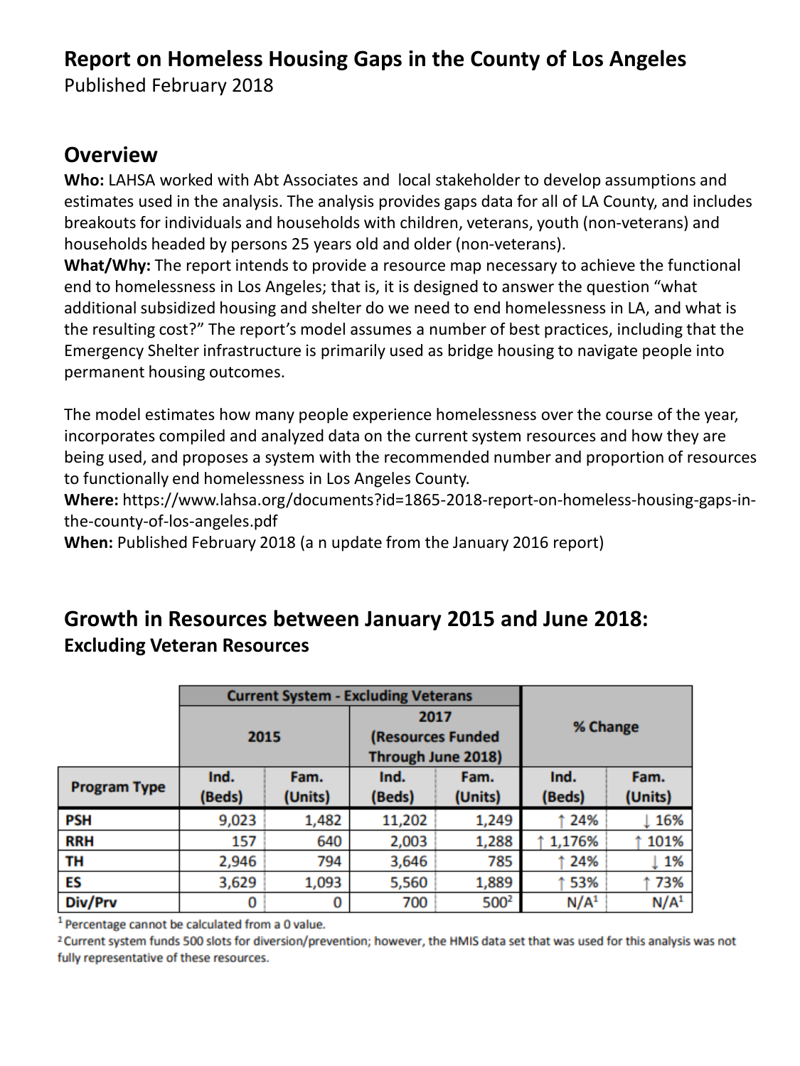# Report on Homeless Housing Gaps in the County of Los Angeles

Published February 2018

## Overview

**Who:** LAHSA worked with Abt Associates and local stakeholder to develop assumptions and estimates used in the analysis. The analysis provides gaps data for all of LA County, and includes breakouts for individuals and households with children, veterans, youth (non-veterans) and households headed by persons 25 years old and older (non-veterans).

**What/Why:** The report intends to provide a resource map necessary to achieve the functional end to homelessness in Los Angeles; that is, it is designed to answer the question "what additional subsidized housing and shelter do we need to end homelessness in LA, and what is the resulting cost?" The report's model assumes a number of best practices, including that the Emergency Shelter infrastructure is primarily used as bridge housing to navigate people into permanent housing outcomes.

The model estimates how many people experience homelessness over the course of the year, incorporates compiled and analyzed data on the current system resources and how they are being used, and proposes a system with the recommended number and proportion of resources to functionally end homelessness in Los Angeles County.

**Where:** https://www.lahsa.org/documents?id=1865-2018-report-on-homeless-housing-gaps-in-the-county-of-los-angeles.pdf

**When:** Published February 2018 (a n update from the January 2016 report)

## Growth in Resources between January 2015 and June 2018:

### Excluding Veteran Resources

| | Current System - Excluding Veterans | | | | % Change | |
|---|---|---|---|---|---|---|
| | 2015 | | 2017 (Resources Funded Through June 2018) | | | |
| Program Type | Ind. (Beds) | Fam. (Units) | Ind. (Beds) | Fam. (Units) | Ind. (Beds) | Fam. (Units) |
| PSH | 9,023 | 1,482 | 11,202 | 1,249 | ↑ 24% | ↓ 16% |
| RRH | 157 | 640 | 2,003 | 1,288 | ↑ 1,176% | ↑ 101% |
| TH | 2,946 | 794 | 3,646 | 785 | ↑ 24% | ↓ 1% |
| ES | 3,629 | 1,093 | 5,560 | 1,889 | ↑ 53% | ↑ 73% |
| Div/Prv | 0 | 0 | 700 | 500[2] | N/A[1] | N/A[1] |

[1] Percentage cannot be calculated from a 0 value.

[2] Current system funds 500 slots for diversion/prevention; however, the HMIS data set that was used for this analysis was not fully representative of these resources.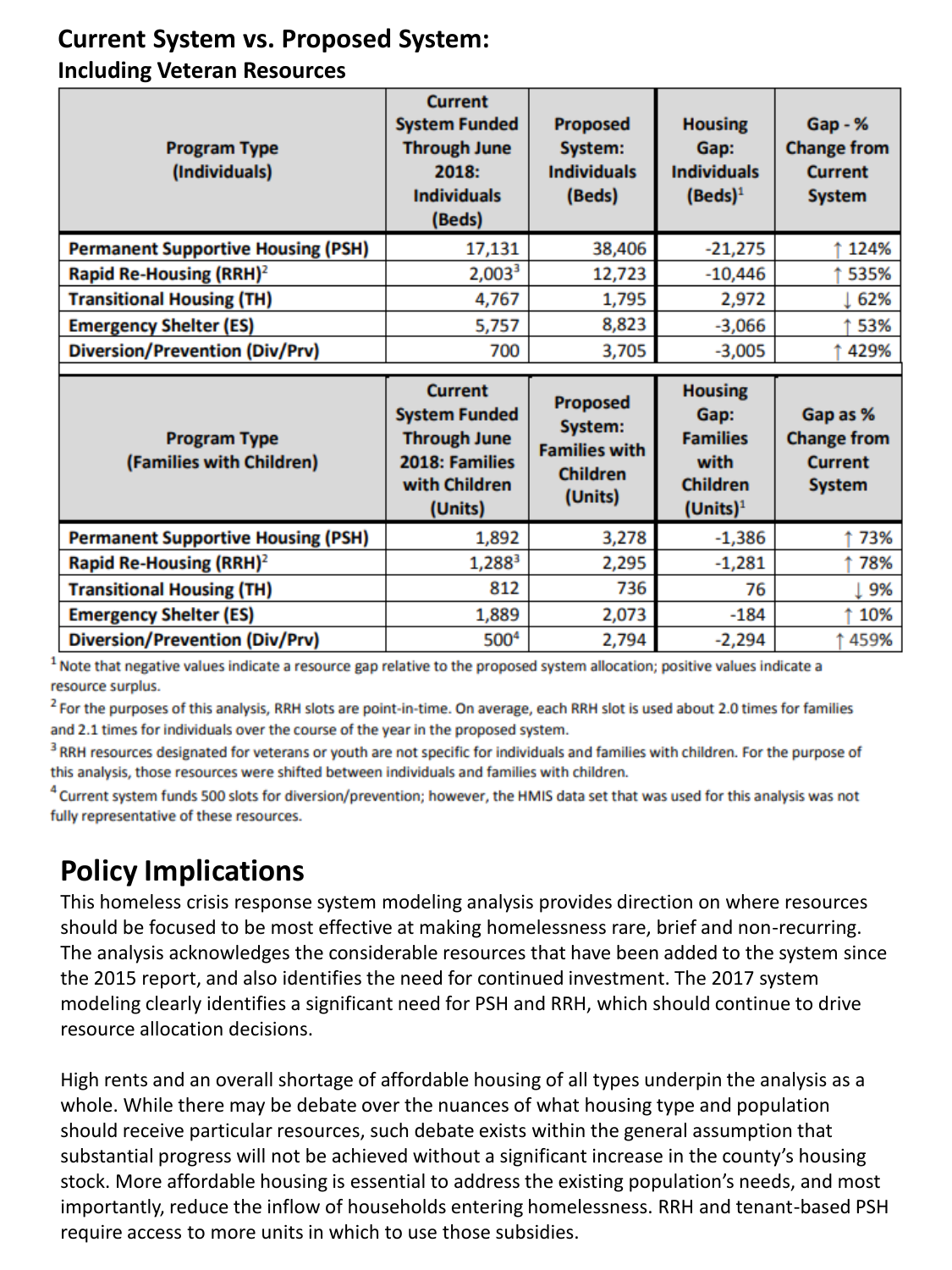# Current System vs. Proposed System:

## Including Veteran Resources

| Program Type (Individuals) | Current System Funded Through June 2018: Individuals (Beds) | Proposed System: Individuals (Beds) | Housing Gap: Individuals (Beds)[1] | Gap - % Change from Current System |
|---|---|---|---|---|
| **Permanent Supportive Housing (PSH)** | 17,131 | 38,406 | -21,275 | ↑ 124% |
| **Rapid Re-Housing (RRH)**[2] | 2,003[3] | 12,723 | -10,446 | ↑ 535% |
| **Transitional Housing (TH)** | 4,767 | 1,795 | 2,972 | ↓ 62% |
| **Emergency Shelter (ES)** | 5,757 | 8,823 | -3,066 | ↑ 53% |
| **Diversion/Prevention (Div/Prv)** | 700 | 3,705 | -3,005 | ↑ 429% |

| Program Type (Families with Children) | Current System Funded Through June 2018: Families with Children (Units) | Proposed System: Families with Children (Units) | Housing Gap: Families with Children (Units)[1] | Gap as % Change from Current System |
|---|---|---|---|---|
| **Permanent Supportive Housing (PSH)** | 1,892 | 3,278 | -1,386 | ↑ 73% |
| **Rapid Re-Housing (RRH)**[2] | 1,288[3] | 2,295 | -1,281 | ↑ 78% |
| **Transitional Housing (TH)** | 812 | 736 | 76 | ↓ 9% |
| **Emergency Shelter (ES)** | 1,889 | 2,073 | -184 | ↑ 10% |
| **Diversion/Prevention (Div/Prv)** | 500[4] | 2,794 | -2,294 | ↑ 459% |

[1] Note that negative values indicate a resource gap relative to the proposed system allocation; positive values indicate a resource surplus.

[2] For the purposes of this analysis, RRH slots are point-in-time. On average, each RRH slot is used about 2.0 times for families and 2.1 times for individuals over the course of the year in the proposed system.

[3] RRH resources designated for veterans or youth are not specific for individuals and families with children. For the purpose of this analysis, those resources were shifted between individuals and families with children.

[4] Current system funds 500 slots for diversion/prevention; however, the HMIS data set that was used for this analysis was not fully representative of these resources.

## Policy Implications

This homeless crisis response system modeling analysis provides direction on where resources should be focused to be most effective at making homelessness rare, brief and non-recurring. The analysis acknowledges the considerable resources that have been added to the system since the 2015 report, and also identifies the need for continued investment. The 2017 system modeling clearly identifies a significant need for PSH and RRH, which should continue to drive resource allocation decisions.

High rents and an overall shortage of affordable housing of all types underpin the analysis as a whole. While there may be debate over the nuances of what housing type and population should receive particular resources, such debate exists within the general assumption that substantial progress will not be achieved without a significant increase in the county's housing stock. More affordable housing is essential to address the existing population's needs, and most importantly, reduce the inflow of households entering homelessness. RRH and tenant-based PSH require access to more units in which to use those subsidies.